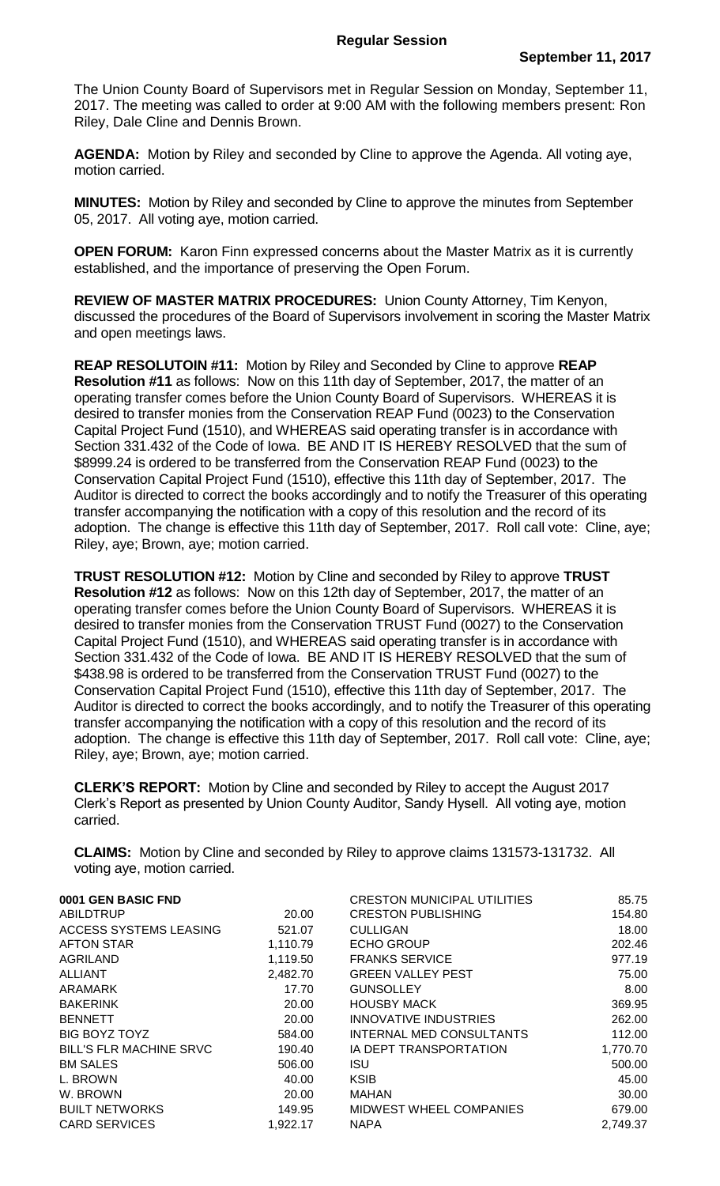# Regular Session

**September 11, 2017**

The Union County Board of Supervisors met in Regular Session on Monday, September 11, 2017. The meeting was called to order at 9:00 AM with the following members present: Ron Riley, Dale Cline and Dennis Brown.

**AGENDA:** Motion by Riley and seconded by Cline to approve the Agenda. All voting aye, motion carried.

**MINUTES:** Motion by Riley and seconded by Cline to approve the minutes from September 05, 2017. All voting aye, motion carried.

**OPEN FORUM:** Karon Finn expressed concerns about the Master Matrix as it is currently established, and the importance of preserving the Open Forum.

**REVIEW OF MASTER MATRIX PROCEDURES:** Union County Attorney, Tim Kenyon, discussed the procedures of the Board of Supervisors involvement in scoring the Master Matrix and open meetings laws.

**REAP RESOLUTOIN #11:** Motion by Riley and Seconded by Cline to approve **REAP Resolution #11** as follows: Now on this 11th day of September, 2017, the matter of an operating transfer comes before the Union County Board of Supervisors. WHEREAS it is desired to transfer monies from the Conservation REAP Fund (0023) to the Conservation Capital Project Fund (1510), and WHEREAS said operating transfer is in accordance with Section 331.432 of the Code of Iowa. BE AND IT IS HEREBY RESOLVED that the sum of $8999.24 is ordered to be transferred from the Conservation REAP Fund (0023) to the Conservation Capital Project Fund (1510), effective this 11th day of September, 2017. The Auditor is directed to correct the books accordingly and to notify the Treasurer of this operating transfer accompanying the notification with a copy of this resolution and the record of its adoption. The change is effective this 11th day of September, 2017. Roll call vote: Cline, aye; Riley, aye; Brown, aye; motion carried.

**TRUST RESOLUTION #12:** Motion by Cline and seconded by Riley to approve **TRUST Resolution #12** as follows: Now on this 12th day of September, 2017, the matter of an operating transfer comes before the Union County Board of Supervisors. WHEREAS it is desired to transfer monies from the Conservation TRUST Fund (0027) to the Conservation Capital Project Fund (1510), and WHEREAS said operating transfer is in accordance with Section 331.432 of the Code of Iowa. BE AND IT IS HEREBY RESOLVED that the sum of $438.98 is ordered to be transferred from the Conservation TRUST Fund (0027) to the Conservation Capital Project Fund (1510), effective this 11th day of September, 2017. The Auditor is directed to correct the books accordingly, and to notify the Treasurer of this operating transfer accompanying the notification with a copy of this resolution and the record of its adoption. The change is effective this 11th day of September, 2017. Roll call vote: Cline, aye; Riley, aye; Brown, aye; motion carried.

**CLERK'S REPORT:** Motion by Cline and seconded by Riley to accept the August 2017 Clerk's Report as presented by Union County Auditor, Sandy Hysell. All voting aye, motion carried.

**CLAIMS:** Motion by Cline and seconded by Riley to approve claims 131573-131732. All voting aye, motion carried.

| **0001 GEN BASIC FND** | |
|---|---|
| ABILDTRUP | 20.00 |
| ACCESS SYSTEMS LEASING | 521.07 |
| AFTON STAR | 1,110.79 |
| AGRILAND | 1,119.50 |
| ALLIANT | 2,482.70 |
| ARAMARK | 17.70 |
| BAKERINK | 20.00 |
| BENNETT | 20.00 |
| BIG BOYZ TOYZ | 584.00 |
| BILL'S FLR MACHINE SRVC | 190.40 |
| BM SALES | 506.00 |
| L. BROWN | 40.00 |
| W. BROWN | 20.00 |
| BUILT NETWORKS | 149.95 |
| CARD SERVICES | 1,922.17 |
| CRESTON MUNICIPAL UTILITIES | 85.75 |
| CRESTON PUBLISHING | 154.80 |
| CULLIGAN | 18.00 |
| ECHO GROUP | 202.46 |
| FRANKS SERVICE | 977.19 |
| GREEN VALLEY PEST | 75.00 |
| GUNSOLLEY | 8.00 |
| HOUSBY MACK | 369.95 |
| INNOVATIVE INDUSTRIES | 262.00 |
| INTERNAL MED CONSULTANTS | 112.00 |
| IA DEPT TRANSPORTATION | 1,770.70 |
| ISU | 500.00 |
| KSIB | 45.00 |
| MAHAN | 30.00 |
| MIDWEST WHEEL COMPANIES | 679.00 |
| NAPA | 2,749.37 |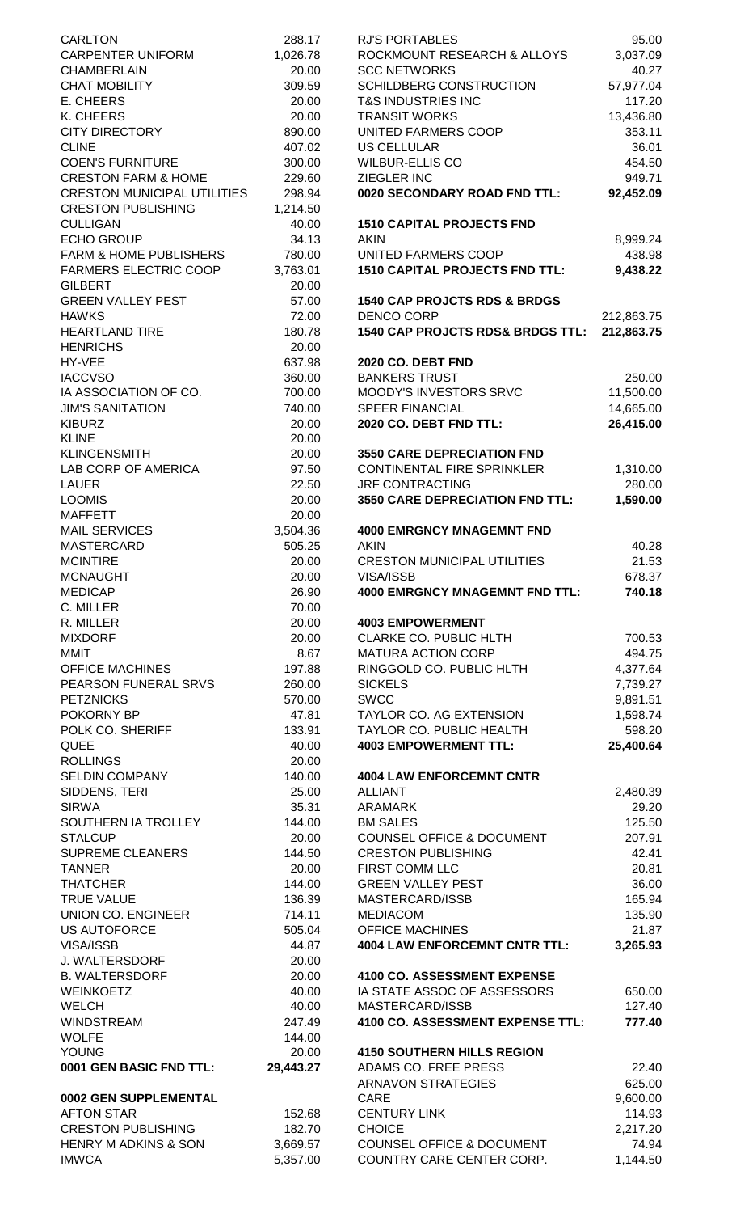| | |
|---|---|
| CARLTON | 288.17 |
| CARPENTER UNIFORM | 1,026.78 |
| CHAMBERLAIN | 20.00 |
| CHAT MOBILITY | 309.59 |
| E. CHEERS | 20.00 |
| K. CHEERS | 20.00 |
| CITY DIRECTORY | 890.00 |
| CLINE | 407.02 |
| COEN'S FURNITURE | 300.00 |
| CRESTON FARM & HOME | 229.60 |
| CRESTON MUNICIPAL UTILITIES | 298.94 |
| CRESTON PUBLISHING | 1,214.50 |
| CULLIGAN | 40.00 |
| ECHO GROUP | 34.13 |
| FARM & HOME PUBLISHERS | 780.00 |
| FARMERS ELECTRIC COOP | 3,763.01 |
| GILBERT | 20.00 |
| GREEN VALLEY PEST | 57.00 |
| HAWKS | 72.00 |
| HEARTLAND TIRE | 180.78 |
| HENRICHS | 20.00 |
| HY-VEE | 637.98 |
| IACCVSO | 360.00 |
| IA ASSOCIATION OF CO. | 700.00 |
| JIM'S SANITATION | 740.00 |
| KIBURZ | 20.00 |
| KLINE | 20.00 |
| KLINGENSMITH | 20.00 |
| LAB CORP OF AMERICA | 97.50 |
| LAUER | 22.50 |
| LOOMIS | 20.00 |
| MAFFETT | 20.00 |
| MAIL SERVICES | 3,504.36 |
| MASTERCARD | 505.25 |
| MCINTIRE | 20.00 |
| MCNAUGHT | 20.00 |
| MEDICAP | 26.90 |
| C. MILLER | 70.00 |
| R. MILLER | 20.00 |
| MIXDORF | 20.00 |
| MMIT | 8.67 |
| OFFICE MACHINES | 197.88 |
| PEARSON FUNERAL SRVS | 260.00 |
| PETZNICKS | 570.00 |
| POKORNY BP | 47.81 |
| POLK CO. SHERIFF | 133.91 |
| QUEE | 40.00 |
| ROLLINGS | 20.00 |
| SELDIN COMPANY | 140.00 |
| SIDDENS, TERI | 25.00 |
| SIRWA | 35.31 |
| SOUTHERN IA TROLLEY | 144.00 |
| STALCUP | 20.00 |
| SUPREME CLEANERS | 144.50 |
| TANNER | 20.00 |
| THATCHER | 144.00 |
| TRUE VALUE | 136.39 |
| UNION CO. ENGINEER | 714.11 |
| US AUTOFORCE | 505.04 |
| VISA/ISSB | 44.87 |
| J. WALTERSDORF | 20.00 |
| B. WALTERSDORF | 20.00 |
| WEINKOETZ | 40.00 |
| WELCH | 40.00 |
| WINDSTREAM | 247.49 |
| WOLFE | 144.00 |
| YOUNG | 20.00 |
| **0001 GEN BASIC FND TTL:** | **29,443.27** |

**0002 GEN SUPPLEMENTAL**

| | |
|---|---|
| AFTON STAR | 152.68 |
| CRESTON PUBLISHING | 182.70 |
| HENRY M ADKINS & SON | 3,669.57 |
| IMWCA | 5,357.00 |
| RJ'S PORTABLES | 95.00 |
| ROCKMOUNT RESEARCH & ALLOYS | 3,037.09 |
| SCC NETWORKS | 40.27 |
| SCHILDBERG CONSTRUCTION | 57,977.04 |
| T&S INDUSTRIES INC | 117.20 |
| TRANSIT WORKS | 13,436.80 |
| UNITED FARMERS COOP | 353.11 |
| US CELLULAR | 36.01 |
| WILBUR-ELLIS CO | 454.50 |
| ZIEGLER INC | 949.71 |
| **0020 SECONDARY ROAD FND TTL:** | **92,452.09** |

**1510 CAPITAL PROJECTS FND**

| | |
|---|---|
| AKIN | 8,999.24 |
| UNITED FARMERS COOP | 438.98 |
| **1510 CAPITAL PROJECTS FND TTL:** | **9,438.22** |

**1540 CAP PROJCTS RDS & BRDGS**

| | |
|---|---|
| DENCO CORP | 212,863.75 |
| **1540 CAP PROJCTS RDS& BRDGS TTL:** | **212,863.75** |

**2020 CO. DEBT FND**

| | |
|---|---|
| BANKERS TRUST | 250.00 |
| MOODY'S INVESTORS SRVC | 11,500.00 |
| SPEER FINANCIAL | 14,665.00 |
| **2020 CO. DEBT FND TTL:** | **26,415.00** |

**3550 CARE DEPRECIATION FND**

| | |
|---|---|
| CONTINENTAL FIRE SPRINKLER | 1,310.00 |
| JRF CONTRACTING | 280.00 |
| **3550 CARE DEPRECIATION FND TTL:** | **1,590.00** |

**4000 EMRGNCY MNAGEMNT FND**

| | |
|---|---|
| AKIN | 40.28 |
| CRESTON MUNICIPAL UTILITIES | 21.53 |
| VISA/ISSB | 678.37 |
| **4000 EMRGNCY MNAGEMNT FND TTL:** | **740.18** |

**4003 EMPOWERMENT**

| | |
|---|---|
| CLARKE CO. PUBLIC HLTH | 700.53 |
| MATURA ACTION CORP | 494.75 |
| RINGGOLD CO. PUBLIC HLTH | 4,377.64 |
| SICKELS | 7,739.27 |
| SWCC | 9,891.51 |
| TAYLOR CO. AG EXTENSION | 1,598.74 |
| TAYLOR CO. PUBLIC HEALTH | 598.20 |
| **4003 EMPOWERMENT TTL:** | **25,400.64** |

**4004 LAW ENFORCEMNT CNTR**

| | |
|---|---|
| ALLIANT | 2,480.39 |
| ARAMARK | 29.20 |
| BM SALES | 125.50 |
| COUNSEL OFFICE & DOCUMENT | 207.91 |
| CRESTON PUBLISHING | 42.41 |
| FIRST COMM LLC | 20.81 |
| GREEN VALLEY PEST | 36.00 |
| MASTERCARD/ISSB | 165.94 |
| MEDIACOM | 135.90 |
| OFFICE MACHINES | 21.87 |
| **4004 LAW ENFORCEMNT CNTR TTL:** | **3,265.93** |

**4100 CO. ASSESSMENT EXPENSE**

| | |
|---|---|
| IA STATE ASSOC OF ASSESSORS | 650.00 |
| MASTERCARD/ISSB | 127.40 |
| **4100 CO. ASSESSMENT EXPENSE TTL:** | **777.40** |

**4150 SOUTHERN HILLS REGION**

| | |
|---|---|
| ADAMS CO. FREE PRESS | 22.40 |
| ARNAVON STRATEGIES | 625.00 |
| CARE | 9,600.00 |
| CENTURY LINK | 114.93 |
| CHOICE | 2,217.20 |
| COUNSEL OFFICE & DOCUMENT | 74.94 |
| COUNTRY CARE CENTER CORP. | 1,144.50 |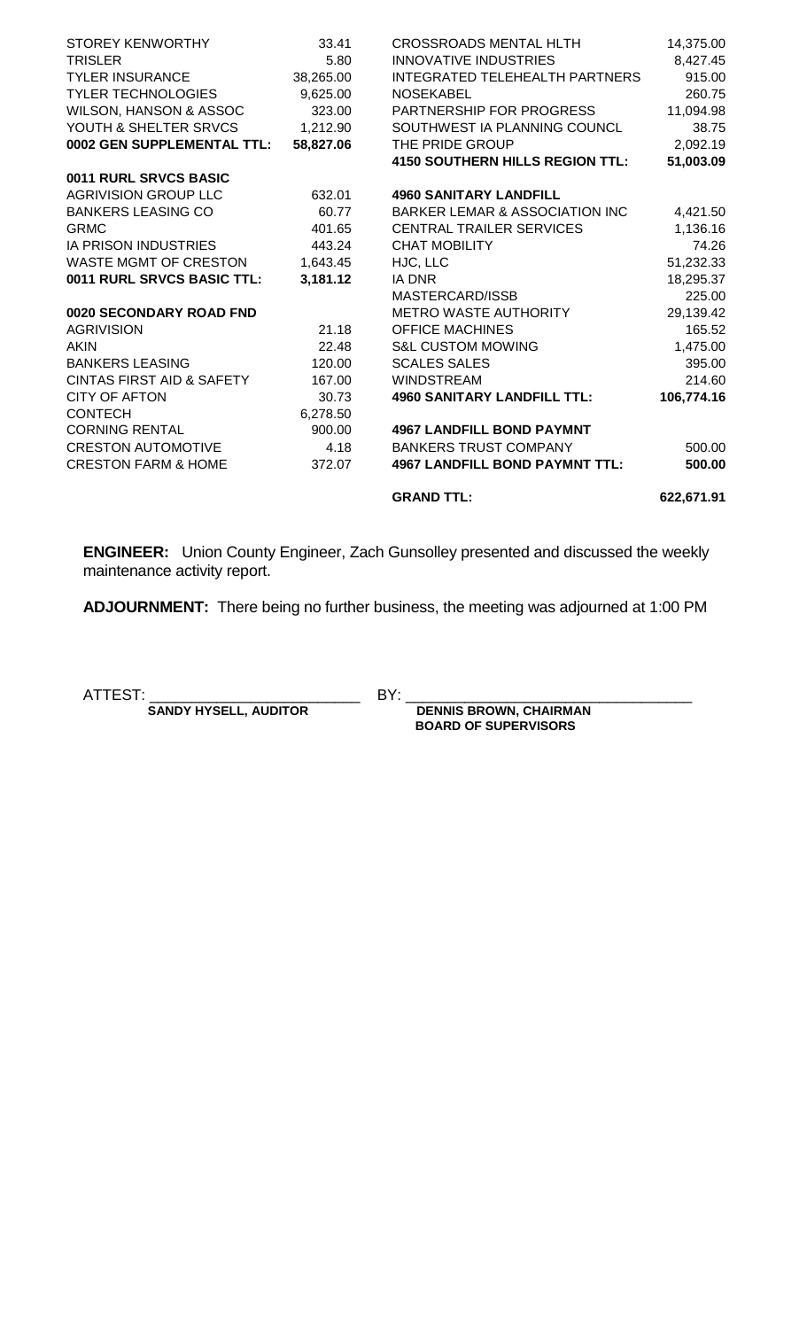| | |
|---|---|
| STOREY KENWORTHY | 33.41 |
| TRISLER | 5.80 |
| TYLER INSURANCE | 38,265.00 |
| TYLER TECHNOLOGIES | 9,625.00 |
| WILSON, HANSON & ASSOC | 323.00 |
| YOUTH & SHELTER SRVCS | 1,212.90 |
| **0002 GEN SUPPLEMENTAL TTL:** | **58,827.06** |
| | |
| **0011 RURL SRVCS BASIC** | |
| AGRIVISION GROUP LLC | 632.01 |
| BANKERS LEASING CO | 60.77 |
| GRMC | 401.65 |
| IA PRISON INDUSTRIES | 443.24 |
| WASTE MGMT OF CRESTON | 1,643.45 |
| **0011 RURL SRVCS BASIC TTL:** | **3,181.12** |
| | |
| **0020 SECONDARY ROAD FND** | |
| AGRIVISION | 21.18 |
| AKIN | 22.48 |
| BANKERS LEASING | 120.00 |
| CINTAS FIRST AID & SAFETY | 167.00 |
| CITY OF AFTON | 30.73 |
| CONTECH | 6,278.50 |
| CORNING RENTAL | 900.00 |
| CRESTON AUTOMOTIVE | 4.18 |
| CRESTON FARM & HOME | 372.07 |
| CROSSROADS MENTAL HLTH | 14,375.00 |
| INNOVATIVE INDUSTRIES | 8,427.45 |
| INTEGRATED TELEHEALTH PARTNERS | 915.00 |
| NOSEKABEL | 260.75 |
| PARTNERSHIP FOR PROGRESS | 11,094.98 |
| SOUTHWEST IA PLANNING COUNCL | 38.75 |
| THE PRIDE GROUP | 2,092.19 |
| **4150 SOUTHERN HILLS REGION TTL:** | **51,003.09** |
| | |
| **4960 SANITARY LANDFILL** | |
| BARKER LEMAR & ASSOCIATION INC | 4,421.50 |
| CENTRAL TRAILER SERVICES | 1,136.16 |
| CHAT MOBILITY | 74.26 |
| HJC, LLC | 51,232.33 |
| IA DNR | 18,295.37 |
| MASTERCARD/ISSB | 225.00 |
| METRO WASTE AUTHORITY | 29,139.42 |
| OFFICE MACHINES | 165.52 |
| S&L CUSTOM MOWING | 1,475.00 |
| SCALES SALES | 395.00 |
| WINDSTREAM | 214.60 |
| **4960 SANITARY LANDFILL TTL:** | **106,774.16** |
| | |
| **4967 LANDFILL BOND PAYMNT** | |
| BANKERS TRUST COMPANY | 500.00 |
| **4967 LANDFILL BOND PAYMNT TTL:** | **500.00** |
| | |
| **GRAND TTL:** | **622,671.91** |

**ENGINEER:** Union County Engineer, Zach Gunsolley presented and discussed the weekly maintenance activity report.

**ADJOURNMENT:** There being no further business, the meeting was adjourned at 1:00 PM

ATTEST: \_\_\_\_\_\_\_\_\_\_\_\_\_\_\_\_\_\_\_\_\_\_\_\_\_\_ BY: \_\_\_\_\_\_\_\_\_\_\_\_\_\_\_\_\_\_\_\_\_\_\_\_\_\_\_\_\_\_\_\_\_\_

**SANDY HYSELL, AUDITOR** **DENNIS BROWN, CHAIRMAN BOARD OF SUPERVISORS**